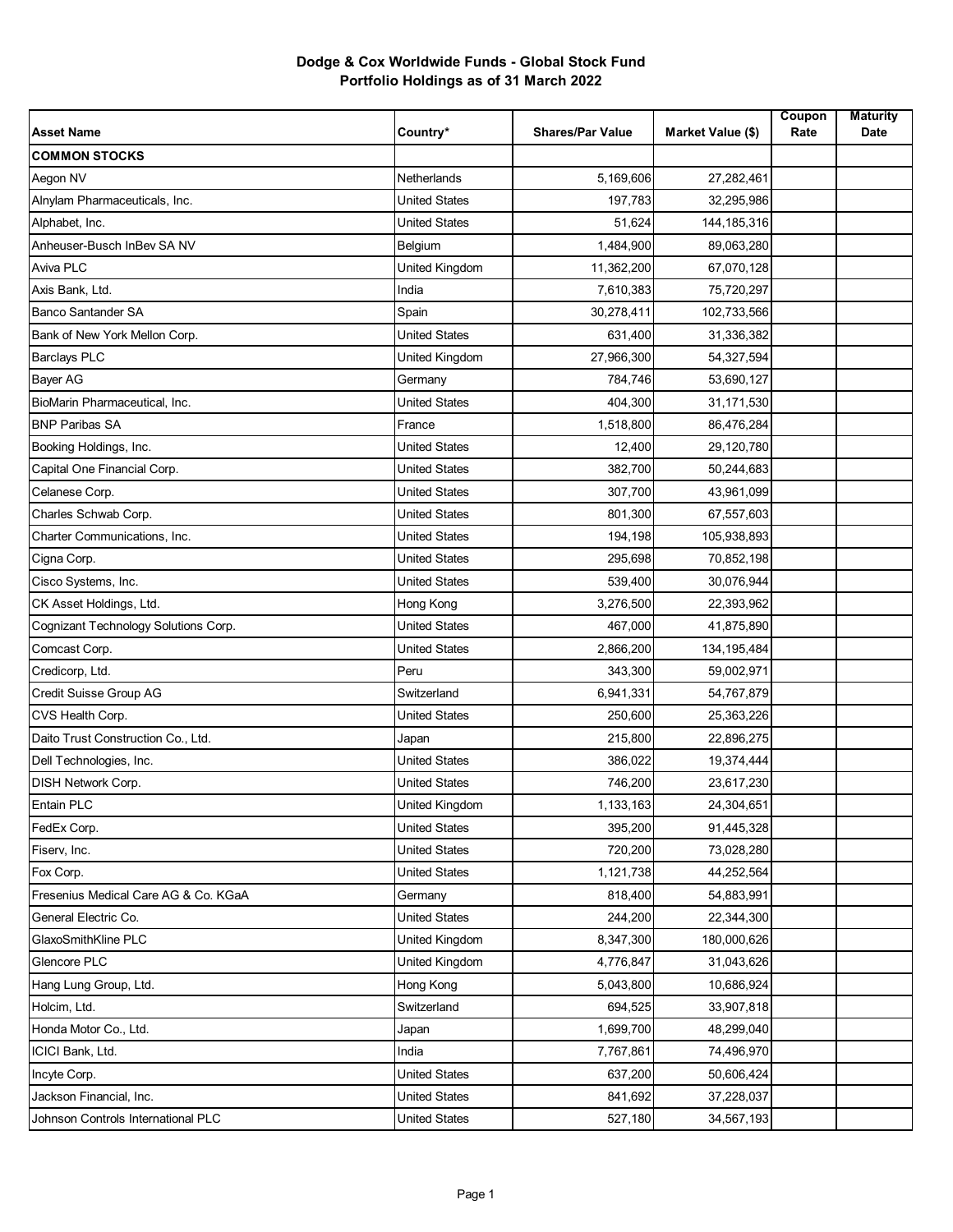**Dodge & Cox Worldwide Funds - Global Stock Fund**
**Portfolio Holdings as of 31 March 2022**

| Asset Name | Country* | Shares/Par Value | Market Value ($) | Coupon Rate | Maturity Date |
|---|---|---|---|---|---|
| **COMMON STOCKS** | | | | | |
| Aegon NV | Netherlands | 5,169,606 | 27,282,461 | | |
| Alnylam Pharmaceuticals, Inc. | United States | 197,783 | 32,295,986 | | |
| Alphabet, Inc. | United States | 51,624 | 144,185,316 | | |
| Anheuser-Busch InBev SA NV | Belgium | 1,484,900 | 89,063,280 | | |
| Aviva PLC | United Kingdom | 11,362,200 | 67,070,128 | | |
| Axis Bank, Ltd. | India | 7,610,383 | 75,720,297 | | |
| Banco Santander SA | Spain | 30,278,411 | 102,733,566 | | |
| Bank of New York Mellon Corp. | United States | 631,400 | 31,336,382 | | |
| Barclays PLC | United Kingdom | 27,966,300 | 54,327,594 | | |
| Bayer AG | Germany | 784,746 | 53,690,127 | | |
| BioMarin Pharmaceutical, Inc. | United States | 404,300 | 31,171,530 | | |
| BNP Paribas SA | France | 1,518,800 | 86,476,284 | | |
| Booking Holdings, Inc. | United States | 12,400 | 29,120,780 | | |
| Capital One Financial Corp. | United States | 382,700 | 50,244,683 | | |
| Celanese Corp. | United States | 307,700 | 43,961,099 | | |
| Charles Schwab Corp. | United States | 801,300 | 67,557,603 | | |
| Charter Communications, Inc. | United States | 194,198 | 105,938,893 | | |
| Cigna Corp. | United States | 295,698 | 70,852,198 | | |
| Cisco Systems, Inc. | United States | 539,400 | 30,076,944 | | |
| CK Asset Holdings, Ltd. | Hong Kong | 3,276,500 | 22,393,962 | | |
| Cognizant Technology Solutions Corp. | United States | 467,000 | 41,875,890 | | |
| Comcast Corp. | United States | 2,866,200 | 134,195,484 | | |
| Credicorp, Ltd. | Peru | 343,300 | 59,002,971 | | |
| Credit Suisse Group AG | Switzerland | 6,941,331 | 54,767,879 | | |
| CVS Health Corp. | United States | 250,600 | 25,363,226 | | |
| Daito Trust Construction Co., Ltd. | Japan | 215,800 | 22,896,275 | | |
| Dell Technologies, Inc. | United States | 386,022 | 19,374,444 | | |
| DISH Network Corp. | United States | 746,200 | 23,617,230 | | |
| Entain PLC | United Kingdom | 1,133,163 | 24,304,651 | | |
| FedEx Corp. | United States | 395,200 | 91,445,328 | | |
| Fiserv, Inc. | United States | 720,200 | 73,028,280 | | |
| Fox Corp. | United States | 1,121,738 | 44,252,564 | | |
| Fresenius Medical Care AG & Co. KGaA | Germany | 818,400 | 54,883,991 | | |
| General Electric Co. | United States | 244,200 | 22,344,300 | | |
| GlaxoSmithKline PLC | United Kingdom | 8,347,300 | 180,000,626 | | |
| Glencore PLC | United Kingdom | 4,776,847 | 31,043,626 | | |
| Hang Lung Group, Ltd. | Hong Kong | 5,043,800 | 10,686,924 | | |
| Holcim, Ltd. | Switzerland | 694,525 | 33,907,818 | | |
| Honda Motor Co., Ltd. | Japan | 1,699,700 | 48,299,040 | | |
| ICICI Bank, Ltd. | India | 7,767,861 | 74,496,970 | | |
| Incyte Corp. | United States | 637,200 | 50,606,424 | | |
| Jackson Financial, Inc. | United States | 841,692 | 37,228,037 | | |
| Johnson Controls International PLC | United States | 527,180 | 34,567,193 | | |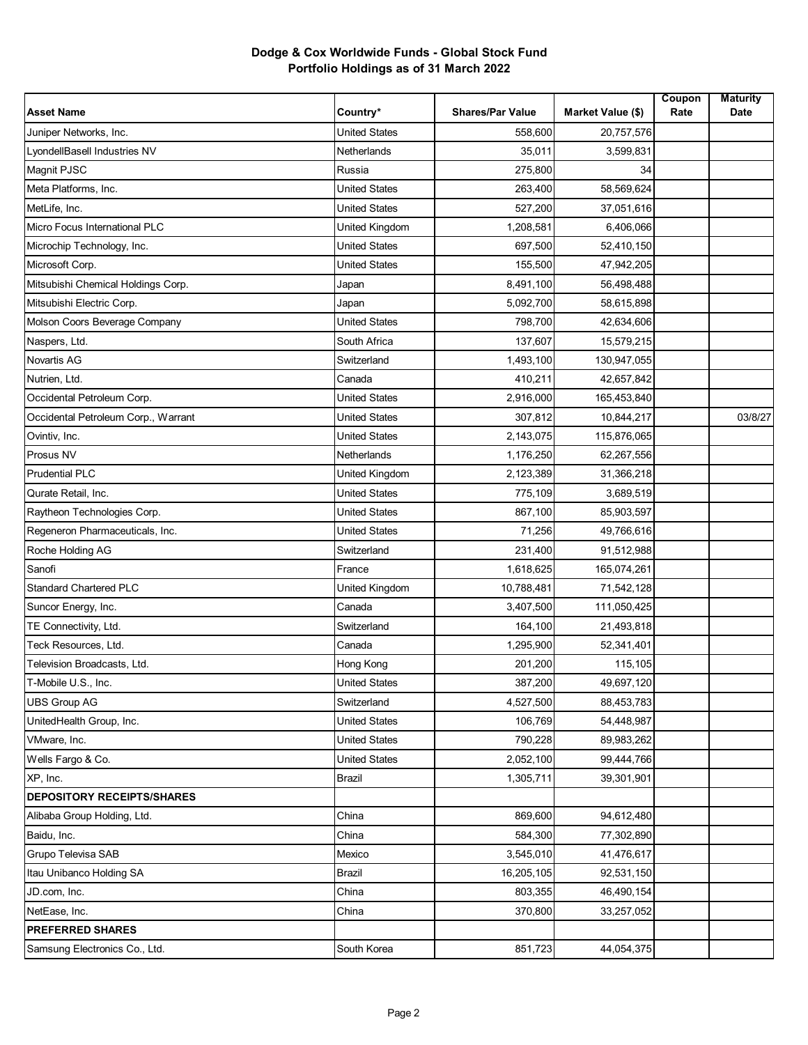# Dodge & Cox Worldwide Funds - Global Stock Fund
## Portfolio Holdings as of 31 March 2022

| Asset Name | Country* | Shares/Par Value | Market Value ($) | Coupon Rate | Maturity Date |
|---|---|---|---|---|---|
| Juniper Networks, Inc. | United States | 558,600 | 20,757,576 | | |
| LyondellBasell Industries NV | Netherlands | 35,011 | 3,599,831 | | |
| Magnit PJSC | Russia | 275,800 | 34 | | |
| Meta Platforms, Inc. | United States | 263,400 | 58,569,624 | | |
| MetLife, Inc. | United States | 527,200 | 37,051,616 | | |
| Micro Focus International PLC | United Kingdom | 1,208,581 | 6,406,066 | | |
| Microchip Technology, Inc. | United States | 697,500 | 52,410,150 | | |
| Microsoft Corp. | United States | 155,500 | 47,942,205 | | |
| Mitsubishi Chemical Holdings Corp. | Japan | 8,491,100 | 56,498,488 | | |
| Mitsubishi Electric Corp. | Japan | 5,092,700 | 58,615,898 | | |
| Molson Coors Beverage Company | United States | 798,700 | 42,634,606 | | |
| Naspers, Ltd. | South Africa | 137,607 | 15,579,215 | | |
| Novartis AG | Switzerland | 1,493,100 | 130,947,055 | | |
| Nutrien, Ltd. | Canada | 410,211 | 42,657,842 | | |
| Occidental Petroleum Corp. | United States | 2,916,000 | 165,453,840 | | |
| Occidental Petroleum Corp., Warrant | United States | 307,812 | 10,844,217 | | 03/8/27 |
| Ovintiv, Inc. | United States | 2,143,075 | 115,876,065 | | |
| Prosus NV | Netherlands | 1,176,250 | 62,267,556 | | |
| Prudential PLC | United Kingdom | 2,123,389 | 31,366,218 | | |
| Qurate Retail, Inc. | United States | 775,109 | 3,689,519 | | |
| Raytheon Technologies Corp. | United States | 867,100 | 85,903,597 | | |
| Regeneron Pharmaceuticals, Inc. | United States | 71,256 | 49,766,616 | | |
| Roche Holding AG | Switzerland | 231,400 | 91,512,988 | | |
| Sanofi | France | 1,618,625 | 165,074,261 | | |
| Standard Chartered PLC | United Kingdom | 10,788,481 | 71,542,128 | | |
| Suncor Energy, Inc. | Canada | 3,407,500 | 111,050,425 | | |
| TE Connectivity, Ltd. | Switzerland | 164,100 | 21,493,818 | | |
| Teck Resources, Ltd. | Canada | 1,295,900 | 52,341,401 | | |
| Television Broadcasts, Ltd. | Hong Kong | 201,200 | 115,105 | | |
| T-Mobile U.S., Inc. | United States | 387,200 | 49,697,120 | | |
| UBS Group AG | Switzerland | 4,527,500 | 88,453,783 | | |
| UnitedHealth Group, Inc. | United States | 106,769 | 54,448,987 | | |
| VMware, Inc. | United States | 790,228 | 89,983,262 | | |
| Wells Fargo & Co. | United States | 2,052,100 | 99,444,766 | | |
| XP, Inc. | Brazil | 1,305,711 | 39,301,901 | | |
| **DEPOSITORY RECEIPTS/SHARES** | | | | | |
| Alibaba Group Holding, Ltd. | China | 869,600 | 94,612,480 | | |
| Baidu, Inc. | China | 584,300 | 77,302,890 | | |
| Grupo Televisa SAB | Mexico | 3,545,010 | 41,476,617 | | |
| Itau Unibanco Holding SA | Brazil | 16,205,105 | 92,531,150 | | |
| JD.com, Inc. | China | 803,355 | 46,490,154 | | |
| NetEase, Inc. | China | 370,800 | 33,257,052 | | |
| **PREFERRED SHARES** | | | | | |
| Samsung Electronics Co., Ltd. | South Korea | 851,723 | 44,054,375 | | |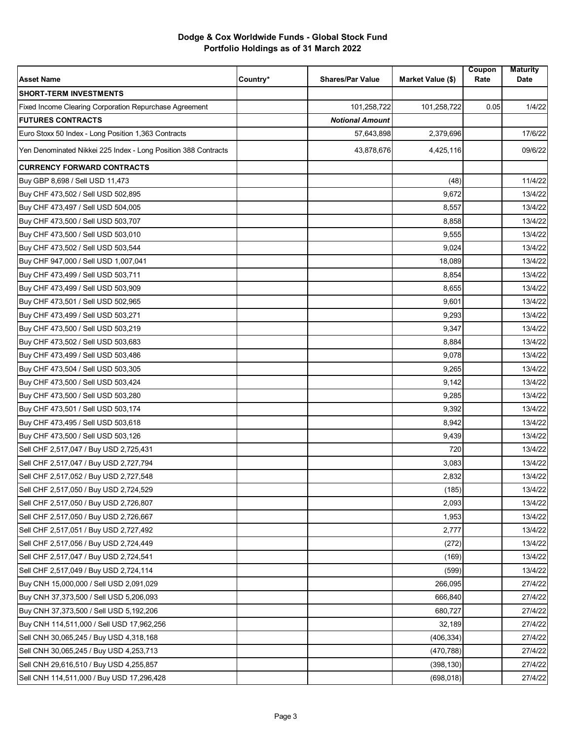**Dodge & Cox Worldwide Funds - Global Stock Fund**
**Portfolio Holdings as of 31 March 2022**

| Asset Name | Country* | Shares/Par Value | Market Value ($) | Coupon Rate | Maturity Date |
|---|---|---|---|---|---|
| **SHORT-TERM INVESTMENTS** | | | | | |
| Fixed Income Clearing Corporation Repurchase Agreement | | 101,258,722 | 101,258,722 | 0.05 | 1/4/22 |
| **FUTURES CONTRACTS** | | ***Notional Amount*** | | | |
| Euro Stoxx 50 Index - Long Position 1,363 Contracts | | 57,643,898 | 2,379,696 | | 17/6/22 |
| Yen Denominated Nikkei 225 Index - Long Position 388 Contracts | | 43,878,676 | 4,425,116 | | 09/6/22 |
| **CURRENCY FORWARD CONTRACTS** | | | | | |
| Buy GBP 8,698 / Sell USD 11,473 | | | (48) | | 11/4/22 |
| Buy CHF 473,502 / Sell USD 502,895 | | | 9,672 | | 13/4/22 |
| Buy CHF 473,497 / Sell USD 504,005 | | | 8,557 | | 13/4/22 |
| Buy CHF 473,500 / Sell USD 503,707 | | | 8,858 | | 13/4/22 |
| Buy CHF 473,500 / Sell USD 503,010 | | | 9,555 | | 13/4/22 |
| Buy CHF 473,502 / Sell USD 503,544 | | | 9,024 | | 13/4/22 |
| Buy CHF 947,000 / Sell USD 1,007,041 | | | 18,089 | | 13/4/22 |
| Buy CHF 473,499 / Sell USD 503,711 | | | 8,854 | | 13/4/22 |
| Buy CHF 473,499 / Sell USD 503,909 | | | 8,655 | | 13/4/22 |
| Buy CHF 473,501 / Sell USD 502,965 | | | 9,601 | | 13/4/22 |
| Buy CHF 473,499 / Sell USD 503,271 | | | 9,293 | | 13/4/22 |
| Buy CHF 473,500 / Sell USD 503,219 | | | 9,347 | | 13/4/22 |
| Buy CHF 473,502 / Sell USD 503,683 | | | 8,884 | | 13/4/22 |
| Buy CHF 473,499 / Sell USD 503,486 | | | 9,078 | | 13/4/22 |
| Buy CHF 473,504 / Sell USD 503,305 | | | 9,265 | | 13/4/22 |
| Buy CHF 473,500 / Sell USD 503,424 | | | 9,142 | | 13/4/22 |
| Buy CHF 473,500 / Sell USD 503,280 | | | 9,285 | | 13/4/22 |
| Buy CHF 473,501 / Sell USD 503,174 | | | 9,392 | | 13/4/22 |
| Buy CHF 473,495 / Sell USD 503,618 | | | 8,942 | | 13/4/22 |
| Buy CHF 473,500 / Sell USD 503,126 | | | 9,439 | | 13/4/22 |
| Sell CHF 2,517,047 / Buy USD 2,725,431 | | | 720 | | 13/4/22 |
| Sell CHF 2,517,047 / Buy USD 2,727,794 | | | 3,083 | | 13/4/22 |
| Sell CHF 2,517,052 / Buy USD 2,727,548 | | | 2,832 | | 13/4/22 |
| Sell CHF 2,517,050 / Buy USD 2,724,529 | | | (185) | | 13/4/22 |
| Sell CHF 2,517,050 / Buy USD 2,726,807 | | | 2,093 | | 13/4/22 |
| Sell CHF 2,517,050 / Buy USD 2,726,667 | | | 1,953 | | 13/4/22 |
| Sell CHF 2,517,051 / Buy USD 2,727,492 | | | 2,777 | | 13/4/22 |
| Sell CHF 2,517,056 / Buy USD 2,724,449 | | | (272) | | 13/4/22 |
| Sell CHF 2,517,047 / Buy USD 2,724,541 | | | (169) | | 13/4/22 |
| Sell CHF 2,517,049 / Buy USD 2,724,114 | | | (599) | | 13/4/22 |
| Buy CNH 15,000,000 / Sell USD 2,091,029 | | | 266,095 | | 27/4/22 |
| Buy CNH 37,373,500 / Sell USD 5,206,093 | | | 666,840 | | 27/4/22 |
| Buy CNH 37,373,500 / Sell USD 5,192,206 | | | 680,727 | | 27/4/22 |
| Buy CNH 114,511,000 / Sell USD 17,962,256 | | | 32,189 | | 27/4/22 |
| Sell CNH 30,065,245 / Buy USD 4,318,168 | | | (406,334) | | 27/4/22 |
| Sell CNH 30,065,245 / Buy USD 4,253,713 | | | (470,788) | | 27/4/22 |
| Sell CNH 29,616,510 / Buy USD 4,255,857 | | | (398,130) | | 27/4/22 |
| Sell CNH 114,511,000 / Buy USD 17,296,428 | | | (698,018) | | 27/4/22 |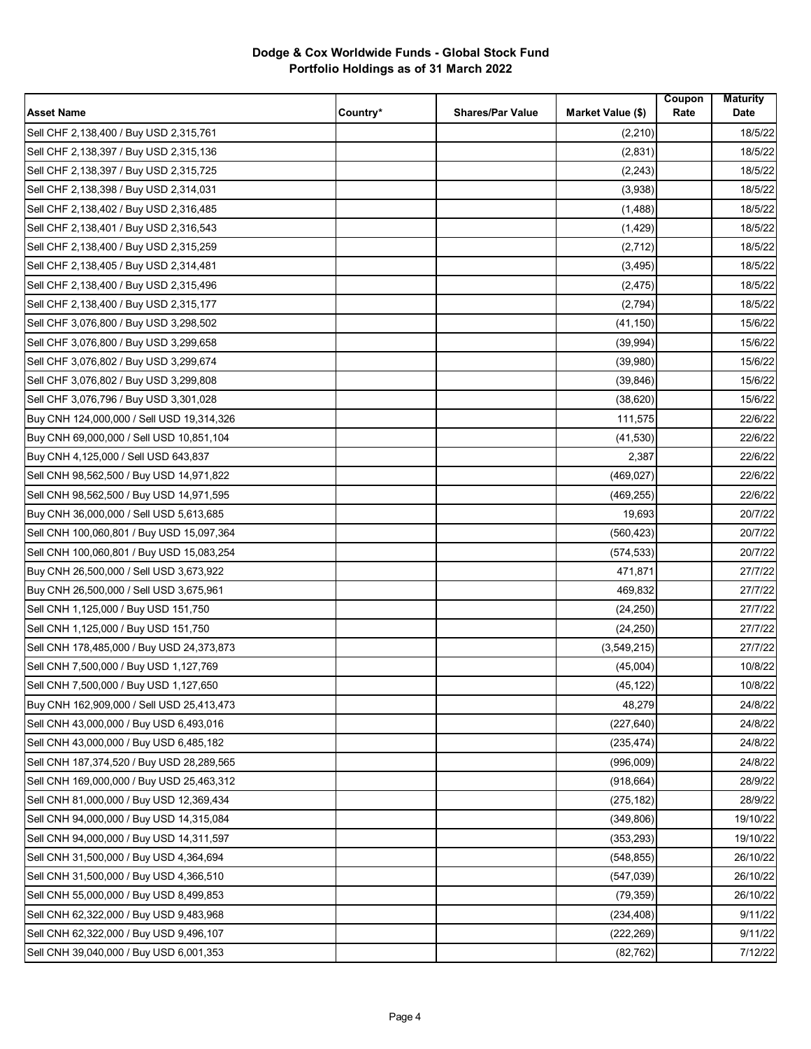**Dodge & Cox Worldwide Funds - Global Stock Fund**
**Portfolio Holdings as of 31 March 2022**

| Asset Name | Country* | Shares/Par Value | Market Value ($) | Coupon Rate | Maturity Date |
|---|---|---|---|---|---|
| Sell CHF 2,138,400 / Buy USD 2,315,761 | | | (2,210) | | 18/5/22 |
| Sell CHF 2,138,397 / Buy USD 2,315,136 | | | (2,831) | | 18/5/22 |
| Sell CHF 2,138,397 / Buy USD 2,315,725 | | | (2,243) | | 18/5/22 |
| Sell CHF 2,138,398 / Buy USD 2,314,031 | | | (3,938) | | 18/5/22 |
| Sell CHF 2,138,402 / Buy USD 2,316,485 | | | (1,488) | | 18/5/22 |
| Sell CHF 2,138,401 / Buy USD 2,316,543 | | | (1,429) | | 18/5/22 |
| Sell CHF 2,138,400 / Buy USD 2,315,259 | | | (2,712) | | 18/5/22 |
| Sell CHF 2,138,405 / Buy USD 2,314,481 | | | (3,495) | | 18/5/22 |
| Sell CHF 2,138,400 / Buy USD 2,315,496 | | | (2,475) | | 18/5/22 |
| Sell CHF 2,138,400 / Buy USD 2,315,177 | | | (2,794) | | 18/5/22 |
| Sell CHF 3,076,800 / Buy USD 3,298,502 | | | (41,150) | | 15/6/22 |
| Sell CHF 3,076,800 / Buy USD 3,299,658 | | | (39,994) | | 15/6/22 |
| Sell CHF 3,076,802 / Buy USD 3,299,674 | | | (39,980) | | 15/6/22 |
| Sell CHF 3,076,802 / Buy USD 3,299,808 | | | (39,846) | | 15/6/22 |
| Sell CHF 3,076,796 / Buy USD 3,301,028 | | | (38,620) | | 15/6/22 |
| Buy CNH 124,000,000 / Sell USD 19,314,326 | | | 111,575 | | 22/6/22 |
| Buy CNH 69,000,000 / Sell USD 10,851,104 | | | (41,530) | | 22/6/22 |
| Buy CNH 4,125,000 / Sell USD 643,837 | | | 2,387 | | 22/6/22 |
| Sell CNH 98,562,500 / Buy USD 14,971,822 | | | (469,027) | | 22/6/22 |
| Sell CNH 98,562,500 / Buy USD 14,971,595 | | | (469,255) | | 22/6/22 |
| Buy CNH 36,000,000 / Sell USD 5,613,685 | | | 19,693 | | 20/7/22 |
| Sell CNH 100,060,801 / Buy USD 15,097,364 | | | (560,423) | | 20/7/22 |
| Sell CNH 100,060,801 / Buy USD 15,083,254 | | | (574,533) | | 20/7/22 |
| Buy CNH 26,500,000 / Sell USD 3,673,922 | | | 471,871 | | 27/7/22 |
| Buy CNH 26,500,000 / Sell USD 3,675,961 | | | 469,832 | | 27/7/22 |
| Sell CNH 1,125,000 / Buy USD 151,750 | | | (24,250) | | 27/7/22 |
| Sell CNH 1,125,000 / Buy USD 151,750 | | | (24,250) | | 27/7/22 |
| Sell CNH 178,485,000 / Buy USD 24,373,873 | | | (3,549,215) | | 27/7/22 |
| Sell CNH 7,500,000 / Buy USD 1,127,769 | | | (45,004) | | 10/8/22 |
| Sell CNH 7,500,000 / Buy USD 1,127,650 | | | (45,122) | | 10/8/22 |
| Buy CNH 162,909,000 / Sell USD 25,413,473 | | | 48,279 | | 24/8/22 |
| Sell CNH 43,000,000 / Buy USD 6,493,016 | | | (227,640) | | 24/8/22 |
| Sell CNH 43,000,000 / Buy USD 6,485,182 | | | (235,474) | | 24/8/22 |
| Sell CNH 187,374,520 / Buy USD 28,289,565 | | | (996,009) | | 24/8/22 |
| Sell CNH 169,000,000 / Buy USD 25,463,312 | | | (918,664) | | 28/9/22 |
| Sell CNH 81,000,000 / Buy USD 12,369,434 | | | (275,182) | | 28/9/22 |
| Sell CNH 94,000,000 / Buy USD 14,315,084 | | | (349,806) | | 19/10/22 |
| Sell CNH 94,000,000 / Buy USD 14,311,597 | | | (353,293) | | 19/10/22 |
| Sell CNH 31,500,000 / Buy USD 4,364,694 | | | (548,855) | | 26/10/22 |
| Sell CNH 31,500,000 / Buy USD 4,366,510 | | | (547,039) | | 26/10/22 |
| Sell CNH 55,000,000 / Buy USD 8,499,853 | | | (79,359) | | 26/10/22 |
| Sell CNH 62,322,000 / Buy USD 9,483,968 | | | (234,408) | | 9/11/22 |
| Sell CNH 62,322,000 / Buy USD 9,496,107 | | | (222,269) | | 9/11/22 |
| Sell CNH 39,040,000 / Buy USD 6,001,353 | | | (82,762) | | 7/12/22 |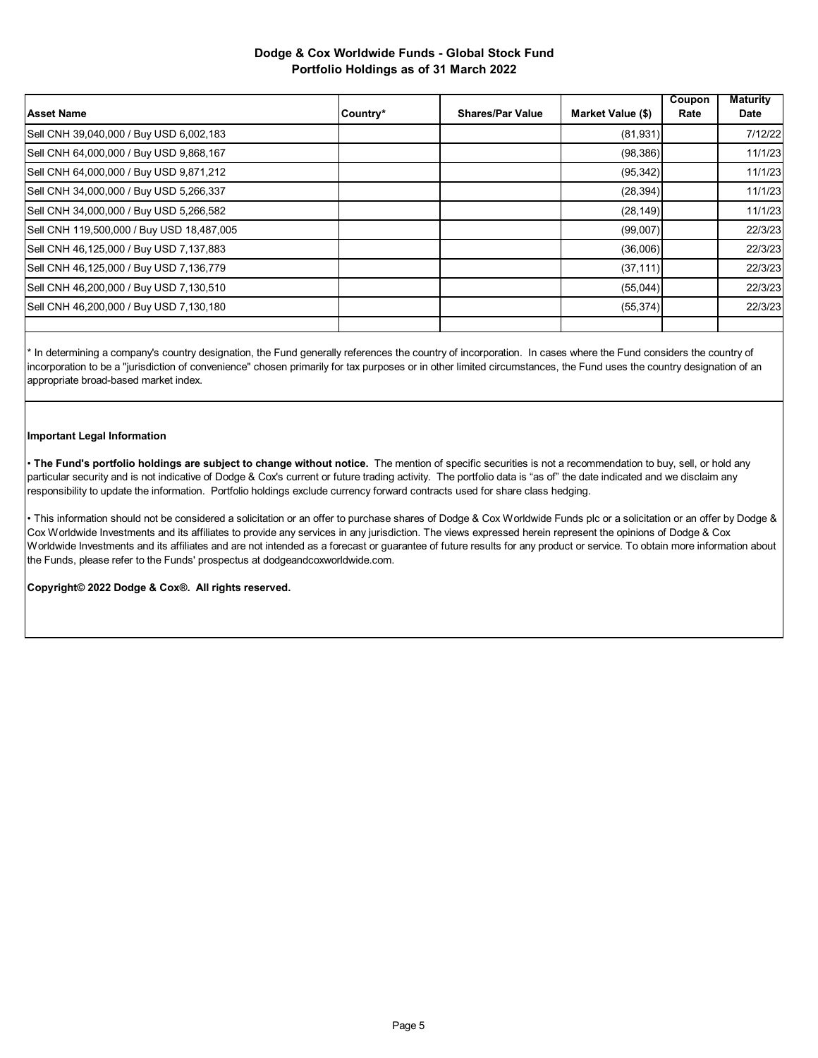# Dodge & Cox Worldwide Funds - Global Stock Fund
## Portfolio Holdings as of 31 March 2022

| Asset Name | Country* | Shares/Par Value | Market Value ($) | Coupon Rate | Maturity Date |
|---|---|---|---|---|---|
| Sell CNH 39,040,000 / Buy USD 6,002,183 | | | (81,931) | | 7/12/22 |
| Sell CNH 64,000,000 / Buy USD 9,868,167 | | | (98,386) | | 11/1/23 |
| Sell CNH 64,000,000 / Buy USD 9,871,212 | | | (95,342) | | 11/1/23 |
| Sell CNH 34,000,000 / Buy USD 5,266,337 | | | (28,394) | | 11/1/23 |
| Sell CNH 34,000,000 / Buy USD 5,266,582 | | | (28,149) | | 11/1/23 |
| Sell CNH 119,500,000 / Buy USD 18,487,005 | | | (99,007) | | 22/3/23 |
| Sell CNH 46,125,000 / Buy USD 7,137,883 | | | (36,006) | | 22/3/23 |
| Sell CNH 46,125,000 / Buy USD 7,136,779 | | | (37,111) | | 22/3/23 |
| Sell CNH 46,200,000 / Buy USD 7,130,510 | | | (55,044) | | 22/3/23 |
| Sell CNH 46,200,000 / Buy USD 7,130,180 | | | (55,374) | | 22/3/23 |

* In determining a company's country designation, the Fund generally references the country of incorporation. In cases where the Fund considers the country of incorporation to be a "jurisdiction of convenience" chosen primarily for tax purposes or in other limited circumstances, the Fund uses the country designation of an appropriate broad-based market index.

**Important Legal Information**

• **The Fund's portfolio holdings are subject to change without notice.** The mention of specific securities is not a recommendation to buy, sell, or hold any particular security and is not indicative of Dodge & Cox's current or future trading activity. The portfolio data is "as of" the date indicated and we disclaim any responsibility to update the information. Portfolio holdings exclude currency forward contracts used for share class hedging.

• This information should not be considered a solicitation or an offer to purchase shares of Dodge & Cox Worldwide Funds plc or a solicitation or an offer by Dodge & Cox Worldwide Investments and its affiliates to provide any services in any jurisdiction. The views expressed herein represent the opinions of Dodge & Cox Worldwide Investments and its affiliates and are not intended as a forecast or guarantee of future results for any product or service. To obtain more information about the Funds, please refer to the Funds' prospectus at dodgeandcoxworldwide.com.

**Copyright© 2022 Dodge & Cox®. All rights reserved.**